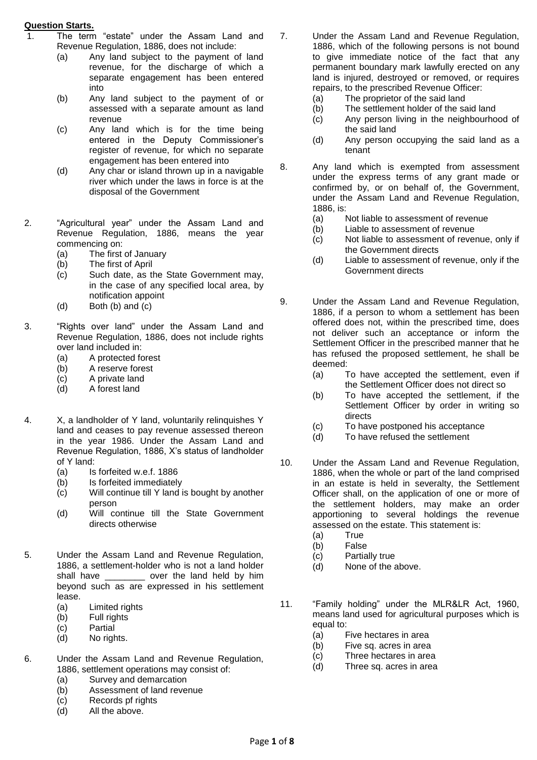**Question Starts.**

1. The term "estate" under the Assam Land and Revenue Regulation, 1886, does not include:
   - (a) Any land subject to the payment of land revenue, for the discharge of which a separate engagement has been entered into
   - (b) Any land subject to the payment of or assessed with a separate amount as land revenue
   - (c) Any land which is for the time being entered in the Deputy Commissioner's register of revenue, for which no separate engagement has been entered into
   - (d) Any char or island thrown up in a navigable river which under the laws in force is at the disposal of the Government

2. "Agricultural year" under the Assam Land and Revenue Regulation, 1886, means the year commencing on:
   - (a) The first of January
   - (b) The first of April
   - (c) Such date, as the State Government may, in the case of any specified local area, by notification appoint
   - (d) Both (b) and (c)

3. "Rights over land" under the Assam Land and Revenue Regulation, 1886, does not include rights over land included in:
   - (a) A protected forest
   - (b) A reserve forest
   - (c) A private land
   - (d) A forest land

4. X, a landholder of Y land, voluntarily relinquishes Y land and ceases to pay revenue assessed thereon in the year 1986. Under the Assam Land and Revenue Regulation, 1886, X's status of landholder of Y land:
   - (a) Is forfeited w.e.f. 1886
   - (b) Is forfeited immediately
   - (c) Will continue till Y land is bought by another person
   - (d) Will continue till the State Government directs otherwise

5. Under the Assam Land and Revenue Regulation, 1886, a settlement-holder who is not a land holder shall have ________ over the land held by him beyond such as are expressed in his settlement lease.
   - (a) Limited rights
   - (b) Full rights
   - (c) Partial
   - (d) No rights.

6. Under the Assam Land and Revenue Regulation, 1886, settlement operations may consist of:
   - (a) Survey and demarcation
   - (b) Assessment of land revenue
   - (c) Records pf rights
   - (d) All the above.

7. Under the Assam Land and Revenue Regulation, 1886, which of the following persons is not bound to give immediate notice of the fact that any permanent boundary mark lawfully erected on any land is injured, destroyed or removed, or requires repairs, to the prescribed Revenue Officer:
   - (a) The proprietor of the said land
   - (b) The settlement holder of the said land
   - (c) Any person living in the neighbourhood of the said land
   - (d) Any person occupying the said land as a tenant

8. Any land which is exempted from assessment under the express terms of any grant made or confirmed by, or on behalf of, the Government, under the Assam Land and Revenue Regulation, 1886, is:
   - (a) Not liable to assessment of revenue
   - (b) Liable to assessment of revenue
   - (c) Not liable to assessment of revenue, only if the Government directs
   - (d) Liable to assessment of revenue, only if the Government directs

9. Under the Assam Land and Revenue Regulation, 1886, if a person to whom a settlement has been offered does not, within the prescribed time, does not deliver such an acceptance or inform the Settlement Officer in the prescribed manner that he has refused the proposed settlement, he shall be deemed:
   - (a) To have accepted the settlement, even if the Settlement Officer does not direct so
   - (b) To have accepted the settlement, if the Settlement Officer by order in writing so directs
   - (c) To have postponed his acceptance
   - (d) To have refused the settlement

10. Under the Assam Land and Revenue Regulation, 1886, when the whole or part of the land comprised in an estate is held in severalty, the Settlement Officer shall, on the application of one or more of the settlement holders, may make an order apportioning to several holdings the revenue assessed on the estate. This statement is:
    - (a) True
    - (b) False
    - (c) Partially true
    - (d) None of the above.

11. "Family holding" under the MLR&LR Act, 1960, means land used for agricultural purposes which is equal to:
    - (a) Five hectares in area
    - (b) Five sq. acres in area
    - (c) Three hectares in area
    - (d) Three sq. acres in area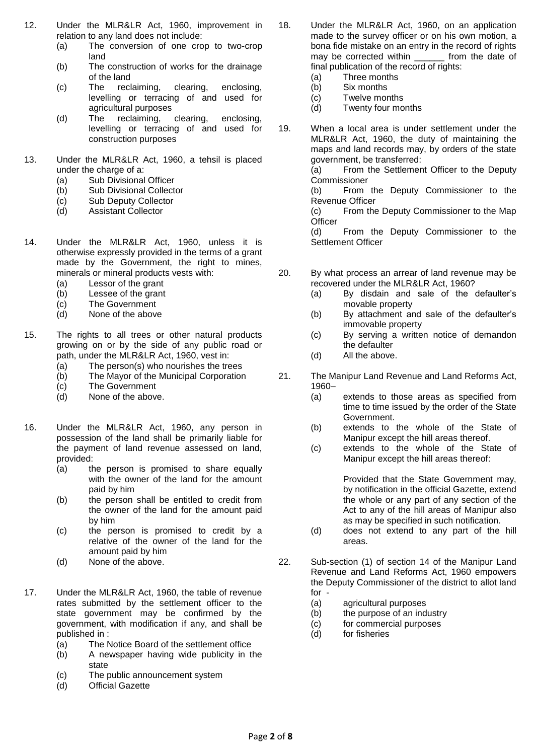12. Under the MLR&LR Act, 1960, improvement in relation to any land does not include:
    (a) The conversion of one crop to two-crop land
    (b) The construction of works for the drainage of the land
    (c) The reclaiming, clearing, enclosing, levelling or terracing of and used for agricultural purposes
    (d) The reclaiming, clearing, enclosing, levelling or terracing of and used for construction purposes

13. Under the MLR&LR Act, 1960, a tehsil is placed under the charge of a:
    (a) Sub Divisional Officer
    (b) Sub Divisional Collector
    (c) Sub Deputy Collector
    (d) Assistant Collector

14. Under the MLR&LR Act, 1960, unless it is otherwise expressly provided in the terms of a grant made by the Government, the right to mines, minerals or mineral products vests with:
    (a) Lessor of the grant
    (b) Lessee of the grant
    (c) The Government
    (d) None of the above

15. The rights to all trees or other natural products growing on or by the side of any public road or path, under the MLR&LR Act, 1960, vest in:
    (a) The person(s) who nourishes the trees
    (b) The Mayor of the Municipal Corporation
    (c) The Government
    (d) None of the above.

16. Under the MLR&LR Act, 1960, any person in possession of the land shall be primarily liable for the payment of land revenue assessed on land, provided:
    (a) the person is promised to share equally with the owner of the land for the amount paid by him
    (b) the person shall be entitled to credit from the owner of the land for the amount paid by him
    (c) the person is promised to credit by a relative of the owner of the land for the amount paid by him
    (d) None of the above.

17. Under the MLR&LR Act, 1960, the table of revenue rates submitted by the settlement officer to the state government may be confirmed by the government, with modification if any, and shall be published in :
    (a) The Notice Board of the settlement office
    (b) A newspaper having wide publicity in the state
    (c) The public announcement system
    (d) Official Gazette

18. Under the MLR&LR Act, 1960, on an application made to the survey officer or on his own motion, a bona fide mistake on an entry in the record of rights may be corrected within ______ from the date of final publication of the record of rights:
    (a) Three months
    (b) Six months
    (c) Twelve months
    (d) Twenty four months

19. When a local area is under settlement under the MLR&LR Act, 1960, the duty of maintaining the maps and land records may, by orders of the state government, be transferred:
    (a) From the Settlement Officer to the Deputy Commissioner
    (b) From the Deputy Commissioner to the Revenue Officer
    (c) From the Deputy Commissioner to the Map Officer
    (d) From the Deputy Commissioner to the Settlement Officer

20. By what process an arrear of land revenue may be recovered under the MLR&LR Act, 1960?
    (a) By disdain and sale of the defaulter's movable property
    (b) By attachment and sale of the defaulter's immovable property
    (c) By serving a written notice of demandon the defaulter
    (d) All the above.

21. The Manipur Land Revenue and Land Reforms Act, 1960–
    (a) extends to those areas as specified from time to time issued by the order of the State Government.
    (b) extends to the whole of the State of Manipur except the hill areas thereof.
    (c) extends to the whole of the State of Manipur except the hill areas thereof:

        Provided that the State Government may, by notification in the official Gazette, extend the whole or any part of any section of the Act to any of the hill areas of Manipur also as may be specified in such notification.
    (d) does not extend to any part of the hill areas.

22. Sub-section (1) of section 14 of the Manipur Land Revenue and Land Reforms Act, 1960 empowers the Deputy Commissioner of the district to allot land for -
    (a) agricultural purposes
    (b) the purpose of an industry
    (c) for commercial purposes
    (d) for fisheries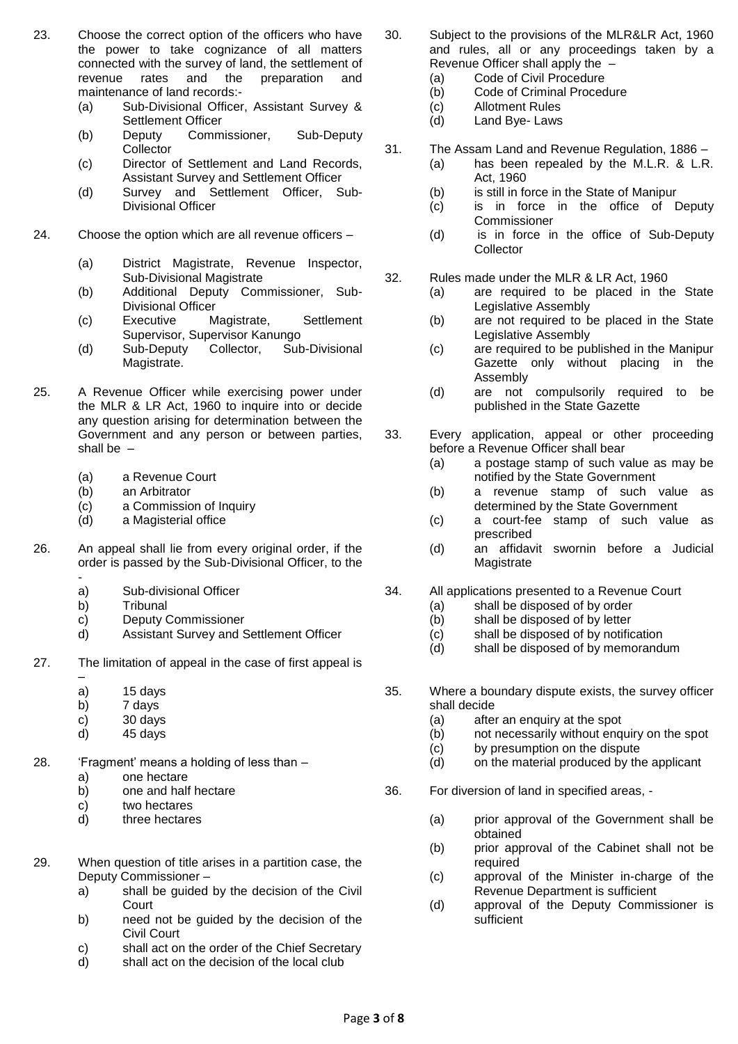23. Choose the correct option of the officers who have the power to take cognizance of all matters connected with the survey of land, the settlement of revenue rates and the preparation and maintenance of land records:-
    (a) Sub-Divisional Officer, Assistant Survey & Settlement Officer
    (b) Deputy Commissioner, Sub-Deputy Collector
    (c) Director of Settlement and Land Records, Assistant Survey and Settlement Officer
    (d) Survey and Settlement Officer, Sub-Divisional Officer

24. Choose the option which are all revenue officers –
    (a) District Magistrate, Revenue Inspector, Sub-Divisional Magistrate
    (b) Additional Deputy Commissioner, Sub-Divisional Officer
    (c) Executive Magistrate, Settlement Supervisor, Supervisor Kanungo
    (d) Sub-Deputy Collector, Sub-Divisional Magistrate.

25. A Revenue Officer while exercising power under the MLR & LR Act, 1960 to inquire into or decide any question arising for determination between the Government and any person or between parties, shall be –
    (a) a Revenue Court
    (b) an Arbitrator
    (c) a Commission of Inquiry
    (d) a Magisterial office

26. An appeal shall lie from every original order, if the order is passed by the Sub-Divisional Officer, to the -
    a) Sub-divisional Officer
    b) Tribunal
    c) Deputy Commissioner
    d) Assistant Survey and Settlement Officer

27. The limitation of appeal in the case of first appeal is –
    a) 15 days
    b) 7 days
    c) 30 days
    d) 45 days

28. 'Fragment' means a holding of less than –
    a) one hectare
    b) one and half hectare
    c) two hectares
    d) three hectares

29. When question of title arises in a partition case, the Deputy Commissioner –
    a) shall be guided by the decision of the Civil Court
    b) need not be guided by the decision of the Civil Court
    c) shall act on the order of the Chief Secretary
    d) shall act on the decision of the local club

30. Subject to the provisions of the MLR&LR Act, 1960 and rules, all or any proceedings taken by a Revenue Officer shall apply the –
    (a) Code of Civil Procedure
    (b) Code of Criminal Procedure
    (c) Allotment Rules
    (d) Land Bye- Laws

31. The Assam Land and Revenue Regulation, 1886 –
    (a) has been repealed by the M.L.R. & L.R. Act, 1960
    (b) is still in force in the State of Manipur
    (c) is in force in the office of Deputy Commissioner
    (d) is in force in the office of Sub-Deputy Collector

32. Rules made under the MLR & LR Act, 1960
    (a) are required to be placed in the State Legislative Assembly
    (b) are not required to be placed in the State Legislative Assembly
    (c) are required to be published in the Manipur Gazette only without placing in the Assembly
    (d) are not compulsorily required to be published in the State Gazette

33. Every application, appeal or other proceeding before a Revenue Officer shall bear
    (a) a postage stamp of such value as may be notified by the State Government
    (b) a revenue stamp of such value as determined by the State Government
    (c) a court-fee stamp of such value as prescribed
    (d) an affidavit swornin before a Judicial Magistrate

34. All applications presented to a Revenue Court
    (a) shall be disposed of by order
    (b) shall be disposed of by letter
    (c) shall be disposed of by notification
    (d) shall be disposed of by memorandum

35. Where a boundary dispute exists, the survey officer shall decide
    (a) after an enquiry at the spot
    (b) not necessarily without enquiry on the spot
    (c) by presumption on the dispute
    (d) on the material produced by the applicant

36. For diversion of land in specified areas, -
    (a) prior approval of the Government shall be obtained
    (b) prior approval of the Cabinet shall not be required
    (c) approval of the Minister in-charge of the Revenue Department is sufficient
    (d) approval of the Deputy Commissioner is sufficient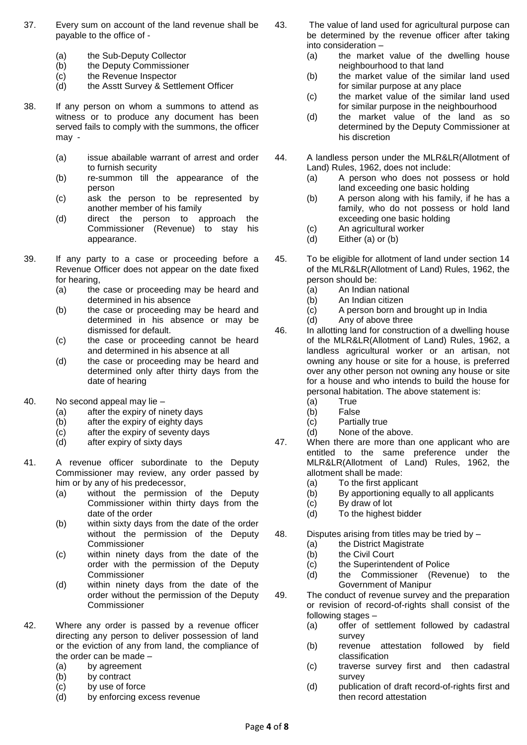37. Every sum on account of the land revenue shall be payable to the office of -

    (a) the Sub-Deputy Collector
    (b) the Deputy Commissioner
    (c) the Revenue Inspector
    (d) the Asstt Survey & Settlement Officer

38. If any person on whom a summons to attend as witness or to produce any document has been served fails to comply with the summons, the officer may -

    (a) issue abailable warrant of arrest and order to furnish security
    (b) re-summon till the appearance of the person
    (c) ask the person to be represented by another member of his family
    (d) direct the person to approach the Commissioner (Revenue) to stay his appearance.

39. If any party to a case or proceeding before a Revenue Officer does not appear on the date fixed for hearing,
    (a) the case or proceeding may be heard and determined in his absence
    (b) the case or proceeding may be heard and determined in his absence or may be dismissed for default.
    (c) the case or proceeding cannot be heard and determined in his absence at all
    (d) the case or proceeding may be heard and determined only after thirty days from the date of hearing

40. No second appeal may lie –
    (a) after the expiry of ninety days
    (b) after the expiry of eighty days
    (c) after the expiry of seventy days
    (d) after expiry of sixty days

41. A revenue officer subordinate to the Deputy Commissioner may review, any order passed by him or by any of his predecessor,
    (a) without the permission of the Deputy Commissioner within thirty days from the date of the order
    (b) within sixty days from the date of the order without the permission of the Deputy Commissioner
    (c) within ninety days from the date of the order with the permission of the Deputy Commissioner
    (d) within ninety days from the date of the order without the permission of the Deputy Commissioner

42. Where any order is passed by a revenue officer directing any person to deliver possession of land or the eviction of any from land, the compliance of the order can be made –
    (a) by agreement
    (b) by contract
    (c) by use of force
    (d) by enforcing excess revenue

43. The value of land used for agricultural purpose can be determined by the revenue officer after taking into consideration –
    (a) the market value of the dwelling house neighbourhood to that land
    (b) the market value of the similar land used for similar purpose at any place
    (c) the market value of the similar land used for similar purpose in the neighbourhood
    (d) the market value of the land as so determined by the Deputy Commissioner at his discretion

44. A landless person under the MLR&LR(Allotment of Land) Rules, 1962, does not include:
    (a) A person who does not possess or hold land exceeding one basic holding
    (b) A person along with his family, if he has a family, who do not possess or hold land exceeding one basic holding
    (c) An agricultural worker
    (d) Either (a) or (b)

45. To be eligible for allotment of land under section 14 of the MLR&LR(Allotment of Land) Rules, 1962, the person should be:
    (a) An Indian national
    (b) An Indian citizen
    (c) A person born and brought up in India
    (d) Any of above three

46. In allotting land for construction of a dwelling house of the MLR&LR(Allotment of Land) Rules, 1962, a landless agricultural worker or an artisan, not owning any house or site for a house, is preferred over any other person not owning any house or site for a house and who intends to build the house for personal habitation. The above statement is:
    (a) True
    (b) False
    (c) Partially true
    (d) None of the above.

47. When there are more than one applicant who are entitled to the same preference under the MLR&LR(Allotment of Land) Rules, 1962, the allotment shall be made:
    (a) To the first applicant
    (b) By apportioning equally to all applicants
    (c) By draw of lot
    (d) To the highest bidder

48. Disputes arising from titles may be tried by –
    (a) the District Magistrate
    (b) the Civil Court
    (c) the Superintendent of Police
    (d) the Commissioner (Revenue) to the Government of Manipur

49. The conduct of revenue survey and the preparation or revision of record-of-rights shall consist of the following stages –
    (a) offer of settlement followed by cadastral survey
    (b) revenue attestation followed by field classification
    (c) traverse survey first and then cadastral survey
    (d) publication of draft record-of-rights first and then record attestation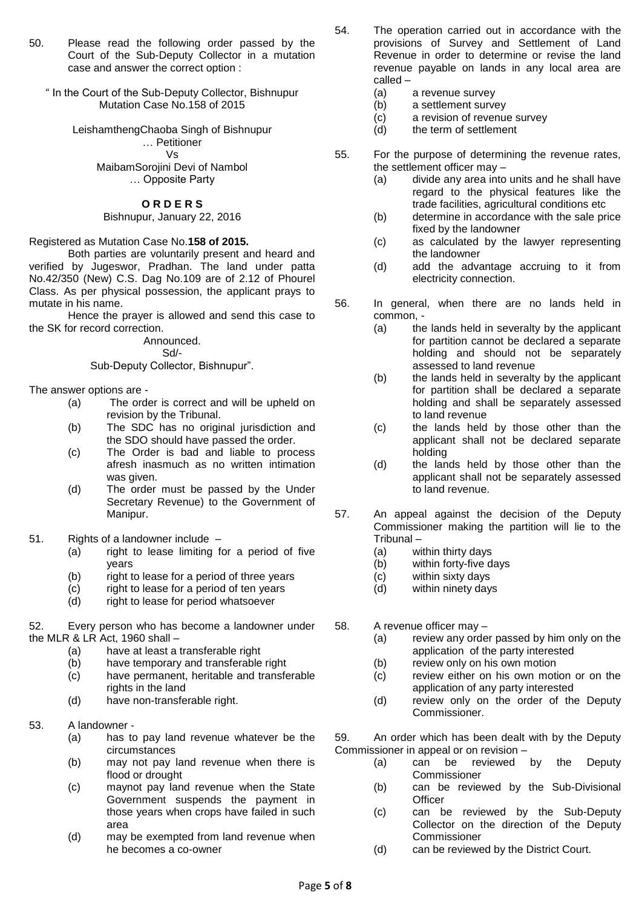50. Please read the following order passed by the Court of the Sub-Deputy Collector in a mutation case and answer the correct option :

" In the Court of the Sub-Deputy Collector, Bishnupur
Mutation Case No.158 of 2015

LeishamthengChaoba Singh of Bishnupur
… Petitioner
Vs
MaibamSorojini Devi of Nambol
… Opposite Party

**O R D E R S**
Bishnupur, January 22, 2016

Registered as Mutation Case No.**158 of 2015.**

Both parties are voluntarily present and heard and verified by Jugeswor, Pradhan. The land under patta No.42/350 (New) C.S. Dag No.109 are of 2.12 of Phourel Class. As per physical possession, the applicant prays to mutate in his name.

Hence the prayer is allowed and send this case to the SK for record correction.

Announced.
Sd/-
Sub-Deputy Collector, Bishnupur".

The answer options are -

- (a) The order is correct and will be upheld on revision by the Tribunal.
- (b) The SDC has no original jurisdiction and the SDO should have passed the order.
- (c) The Order is bad and liable to process afresh inasmuch as no written intimation was given.
- (d) The order must be passed by the Under Secretary Revenue) to the Government of Manipur.

51. Rights of a landowner include –
- (a) right to lease limiting for a period of five years
- (b) right to lease for a period of three years
- (c) right to lease for a period of ten years
- (d) right to lease for period whatsoever

52. Every person who has become a landowner under the MLR & LR Act, 1960 shall –
- (a) have at least a transferable right
- (b) have temporary and transferable right
- (c) have permanent, heritable and transferable rights in the land
- (d) have non-transferable right.

53. A landowner -
- (a) has to pay land revenue whatever be the circumstances
- (b) may not pay land revenue when there is flood or drought
- (c) maynot pay land revenue when the State Government suspends the payment in those years when crops have failed in such area
- (d) may be exempted from land revenue when he becomes a co-owner

54. The operation carried out in accordance with the provisions of Survey and Settlement of Land Revenue in order to determine or revise the land revenue payable on lands in any local area are called –
- (a) a revenue survey
- (b) a settlement survey
- (c) a revision of revenue survey
- (d) the term of settlement

55. For the purpose of determining the revenue rates, the settlement officer may –
- (a) divide any area into units and he shall have regard to the physical features like the trade facilities, agricultural conditions etc
- (b) determine in accordance with the sale price fixed by the landowner
- (c) as calculated by the lawyer representing the landowner
- (d) add the advantage accruing to it from electricity connection.

56. In general, when there are no lands held in common, -
- (a) the lands held in severalty by the applicant for partition cannot be declared a separate holding and should not be separately assessed to land revenue
- (b) the lands held in severalty by the applicant for partition shall be declared a separate holding and shall be separately assessed to land revenue
- (c) the lands held by those other than the applicant shall not be declared separate holding
- (d) the lands held by those other than the applicant shall not be separately assessed to land revenue.

57. An appeal against the decision of the Deputy Commissioner making the partition will lie to the Tribunal –
- (a) within thirty days
- (b) within forty-five days
- (c) within sixty days
- (d) within ninety days

58. A revenue officer may –
- (a) review any order passed by him only on the application of the party interested
- (b) review only on his own motion
- (c) review either on his own motion or on the application of any party interested
- (d) review only on the order of the Deputy Commissioner.

59. An order which has been dealt with by the Deputy Commissioner in appeal or on revision –
- (a) can be reviewed by the Deputy Commissioner
- (b) can be reviewed by the Sub-Divisional Officer
- (c) can be reviewed by the Sub-Deputy Collector on the direction of the Deputy Commissioner
- (d) can be reviewed by the District Court.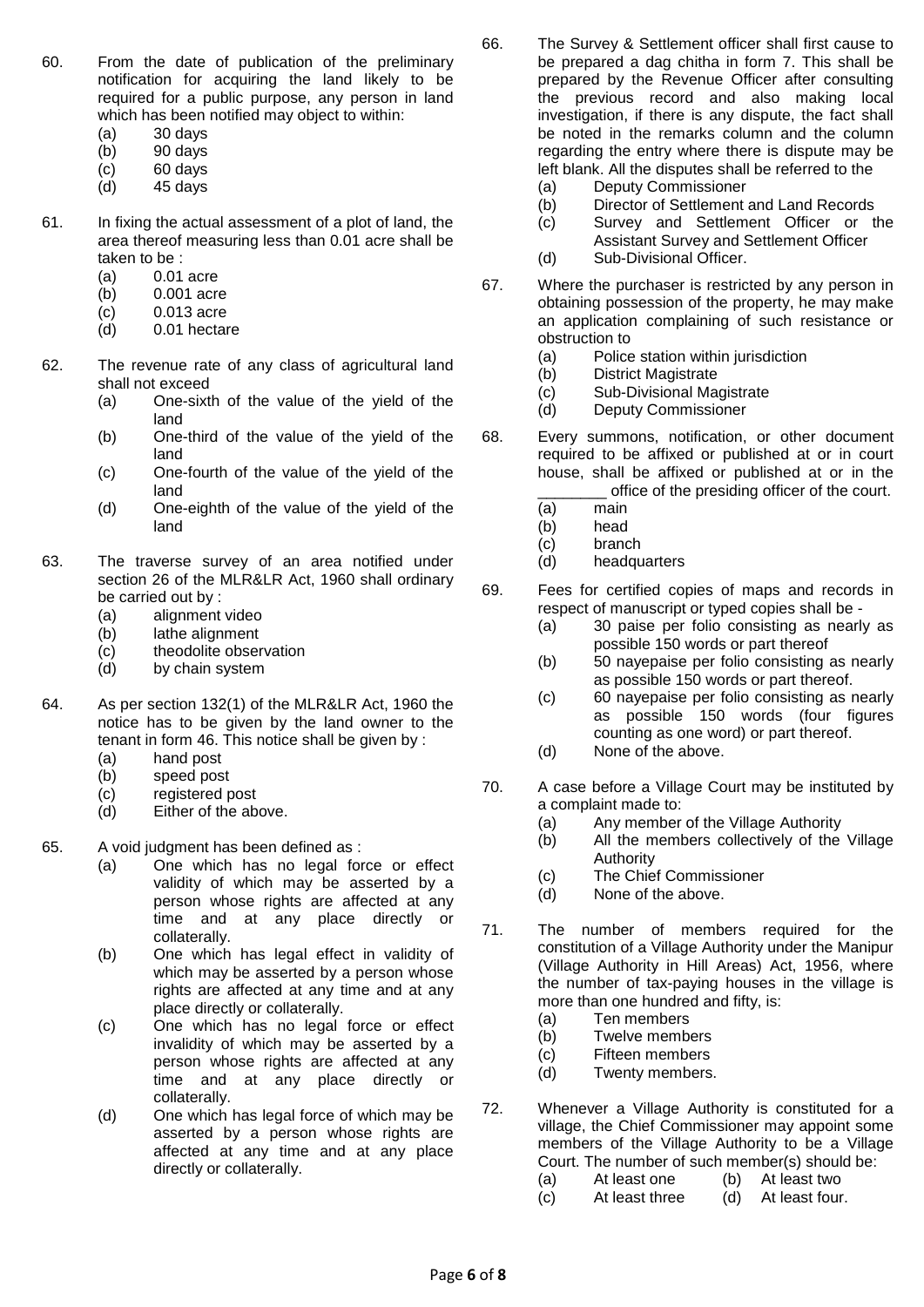60. From the date of publication of the preliminary notification for acquiring the land likely to be required for a public purpose, any person in land which has been notified may object to within:
    (a) 30 days
    (b) 90 days
    (c) 60 days
    (d) 45 days

61. In fixing the actual assessment of a plot of land, the area thereof measuring less than 0.01 acre shall be taken to be :
    (a) 0.01 acre
    (b) 0.001 acre
    (c) 0.013 acre
    (d) 0.01 hectare

62. The revenue rate of any class of agricultural land shall not exceed
    (a) One-sixth of the value of the yield of the land
    (b) One-third of the value of the yield of the land
    (c) One-fourth of the value of the yield of the land
    (d) One-eighth of the value of the yield of the land

63. The traverse survey of an area notified under section 26 of the MLR&LR Act, 1960 shall ordinary be carried out by :
    (a) alignment video
    (b) lathe alignment
    (c) theodolite observation
    (d) by chain system

64. As per section 132(1) of the MLR&LR Act, 1960 the notice has to be given by the land owner to the tenant in form 46. This notice shall be given by :
    (a) hand post
    (b) speed post
    (c) registered post
    (d) Either of the above.

65. A void judgment has been defined as :
    (a) One which has no legal force or effect validity of which may be asserted by a person whose rights are affected at any time and at any place directly or collaterally.
    (b) One which has legal effect in validity of which may be asserted by a person whose rights are affected at any time and at any place directly or collaterally.
    (c) One which has no legal force or effect invalidity of which may be asserted by a person whose rights are affected at any time and at any place directly or collaterally.
    (d) One which has legal force of which may be asserted by a person whose rights are affected at any time and at any place directly or collaterally.

66. The Survey & Settlement officer shall first cause to be prepared a dag chitha in form 7. This shall be prepared by the Revenue Officer after consulting the previous record and also making local investigation, if there is any dispute, the fact shall be noted in the remarks column and the column regarding the entry where there is dispute may be left blank. All the disputes shall be referred to the
    (a) Deputy Commissioner
    (b) Director of Settlement and Land Records
    (c) Survey and Settlement Officer or the Assistant Survey and Settlement Officer
    (d) Sub-Divisional Officer.

67. Where the purchaser is restricted by any person in obtaining possession of the property, he may make an application complaining of such resistance or obstruction to
    (a) Police station within jurisdiction
    (b) District Magistrate
    (c) Sub-Divisional Magistrate
    (d) Deputy Commissioner

68. Every summons, notification, or other document required to be affixed or published at or in court house, shall be affixed or published at or in the ________ office of the presiding officer of the court.
    (a) main
    (b) head
    (c) branch
    (d) headquarters

69. Fees for certified copies of maps and records in respect of manuscript or typed copies shall be -
    (a) 30 paise per folio consisting as nearly as possible 150 words or part thereof
    (b) 50 nayepaise per folio consisting as nearly as possible 150 words or part thereof.
    (c) 60 nayepaise per folio consisting as nearly as possible 150 words (four figures counting as one word) or part thereof.
    (d) None of the above.

70. A case before a Village Court may be instituted by a complaint made to:
    (a) Any member of the Village Authority
    (b) All the members collectively of the Village Authority
    (c) The Chief Commissioner
    (d) None of the above.

71. The number of members required for the constitution of a Village Authority under the Manipur (Village Authority in Hill Areas) Act, 1956, where the number of tax-paying houses in the village is more than one hundred and fifty, is:
    (a) Ten members
    (b) Twelve members
    (c) Fifteen members
    (d) Twenty members.

72. Whenever a Village Authority is constituted for a village, the Chief Commissioner may appoint some members of the Village Authority to be a Village Court. The number of such member(s) should be:
    (a) At least one
    (b) At least two
    (c) At least three
    (d) At least four.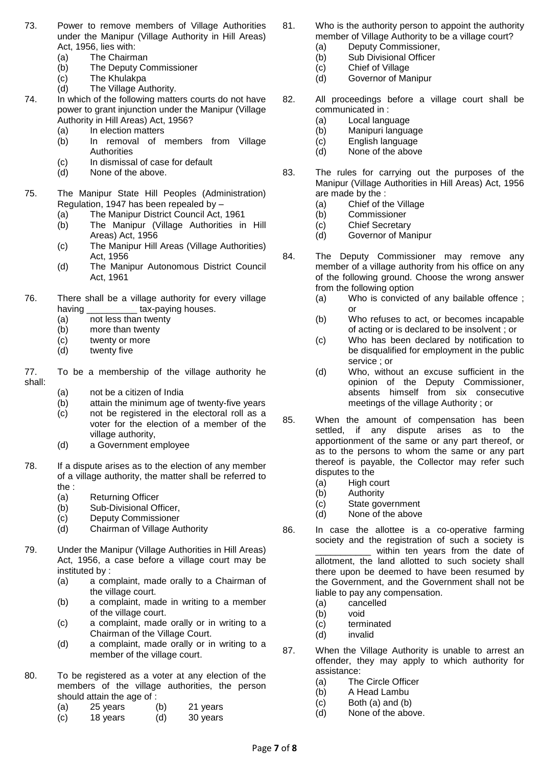73. Power to remove members of Village Authorities under the Manipur (Village Authority in Hill Areas) Act, 1956, lies with:
    (a) The Chairman
    (b) The Deputy Commissioner
    (c) The Khulakpa
    (d) The Village Authority.

74. In which of the following matters courts do not have power to grant injunction under the Manipur (Village Authority in Hill Areas) Act, 1956?
    (a) In election matters
    (b) In removal of members from Village Authorities
    (c) In dismissal of case for default
    (d) None of the above.

75. The Manipur State Hill Peoples (Administration) Regulation, 1947 has been repealed by –
    (a) The Manipur District Council Act, 1961
    (b) The Manipur (Village Authorities in Hill Areas) Act, 1956
    (c) The Manipur Hill Areas (Village Authorities) Act, 1956
    (d) The Manipur Autonomous District Council Act, 1961

76. There shall be a village authority for every village having __________ tax-paying houses.
    (a) not less than twenty
    (b) more than twenty
    (c) twenty or more
    (d) twenty five

77. To be a membership of the village authority he shall:
    (a) not be a citizen of India
    (b) attain the minimum age of twenty-five years
    (c) not be registered in the electoral roll as a voter for the election of a member of the village authority,
    (d) a Government employee

78. If a dispute arises as to the election of any member of a village authority, the matter shall be referred to the :
    (a) Returning Officer
    (b) Sub-Divisional Officer,
    (c) Deputy Commissioner
    (d) Chairman of Village Authority

79. Under the Manipur (Village Authorities in Hill Areas) Act, 1956, a case before a village court may be instituted by :
    (a) a complaint, made orally to a Chairman of the village court.
    (b) a complaint, made in writing to a member of the village court.
    (c) a complaint, made orally or in writing to a Chairman of the Village Court.
    (d) a complaint, made orally or in writing to a member of the village court.

80. To be registered as a voter at any election of the members of the village authorities, the person should attain the age of :
    (a) 25 years (b) 21 years
    (c) 18 years (d) 30 years

81. Who is the authority person to appoint the authority member of Village Authority to be a village court?
    (a) Deputy Commissioner,
    (b) Sub Divisional Officer
    (c) Chief of Village
    (d) Governor of Manipur

82. All proceedings before a village court shall be communicated in :
    (a) Local language
    (b) Manipuri language
    (c) English language
    (d) None of the above

83. The rules for carrying out the purposes of the Manipur (Village Authorities in Hill Areas) Act, 1956 are made by the :
    (a) Chief of the Village
    (b) Commissioner
    (c) Chief Secretary
    (d) Governor of Manipur

84. The Deputy Commissioner may remove any member of a village authority from his office on any of the following ground. Choose the wrong answer from the following option
    (a) Who is convicted of any bailable offence ; or
    (b) Who refuses to act, or becomes incapable of acting or is declared to be insolvent ; or
    (c) Who has been declared by notification to be disqualified for employment in the public service ; or
    (d) Who, without an excuse sufficient in the opinion of the Deputy Commissioner, absents himself from six consecutive meetings of the village Authority ; or

85. When the amount of compensation has been settled, if any dispute arises as to the apportionment of the same or any part thereof, or as to the persons to whom the same or any part thereof is payable, the Collector may refer such disputes to the
    (a) High court
    (b) Authority
    (c) State government
    (d) None of the above

86. In case the allottee is a co-operative farming society and the registration of such a society is ___________ within ten years from the date of allotment, the land allotted to such society shall there upon be deemed to have been resumed by the Government, and the Government shall not be liable to pay any compensation.
    (a) cancelled
    (b) void
    (c) terminated
    (d) invalid

87. When the Village Authority is unable to arrest an offender, they may apply to which authority for assistance:
    (a) The Circle Officer
    (b) A Head Lambu
    (c) Both (a) and (b)
    (d) None of the above.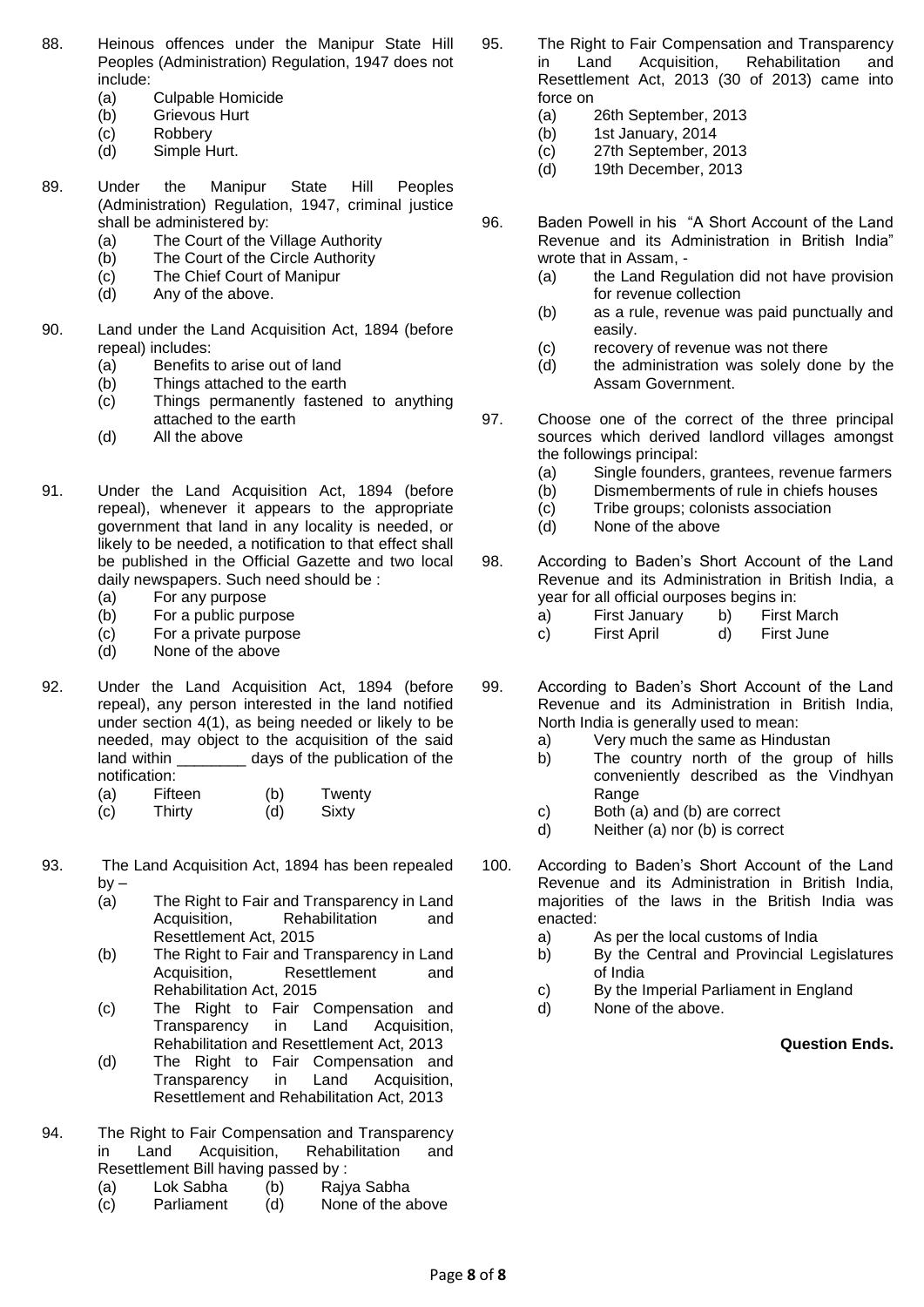88. Heinous offences under the Manipur State Hill Peoples (Administration) Regulation, 1947 does not include:
    (a) Culpable Homicide
    (b) Grievous Hurt
    (c) Robbery
    (d) Simple Hurt.

89. Under the Manipur State Hill Peoples (Administration) Regulation, 1947, criminal justice shall be administered by:
    (a) The Court of the Village Authority
    (b) The Court of the Circle Authority
    (c) The Chief Court of Manipur
    (d) Any of the above.

90. Land under the Land Acquisition Act, 1894 (before repeal) includes:
    (a) Benefits to arise out of land
    (b) Things attached to the earth
    (c) Things permanently fastened to anything attached to the earth
    (d) All the above

91. Under the Land Acquisition Act, 1894 (before repeal), whenever it appears to the appropriate government that land in any locality is needed, or likely to be needed, a notification to that effect shall be published in the Official Gazette and two local daily newspapers. Such need should be :
    (a) For any purpose
    (b) For a public purpose
    (c) For a private purpose
    (d) None of the above

92. Under the Land Acquisition Act, 1894 (before repeal), any person interested in the land notified under section 4(1), as being needed or likely to be needed, may object to the acquisition of the said land within ________ days of the publication of the notification:
    (a) Fifteen (b) Twenty
    (c) Thirty (d) Sixty

93. The Land Acquisition Act, 1894 has been repealed by –
    (a) The Right to Fair and Transparency in Land Acquisition, Rehabilitation and Resettlement Act, 2015
    (b) The Right to Fair and Transparency in Land Acquisition, Resettlement and Rehabilitation Act, 2015
    (c) The Right to Fair Compensation and Transparency in Land Acquisition, Rehabilitation and Resettlement Act, 2013
    (d) The Right to Fair Compensation and Transparency in Land Acquisition, Resettlement and Rehabilitation Act, 2013

94. The Right to Fair Compensation and Transparency in Land Acquisition, Rehabilitation and Resettlement Bill having passed by :
    (a) Lok Sabha (b) Rajya Sabha
    (c) Parliament (d) None of the above

95. The Right to Fair Compensation and Transparency in Land Acquisition, Rehabilitation and Resettlement Act, 2013 (30 of 2013) came into force on
    (a) 26th September, 2013
    (b) 1st January, 2014
    (c) 27th September, 2013
    (d) 19th December, 2013

96. Baden Powell in his "A Short Account of the Land Revenue and its Administration in British India" wrote that in Assam, -
    (a) the Land Regulation did not have provision for revenue collection
    (b) as a rule, revenue was paid punctually and easily.
    (c) recovery of revenue was not there
    (d) the administration was solely done by the Assam Government.

97. Choose one of the correct of the three principal sources which derived landlord villages amongst the followings principal:
    (a) Single founders, grantees, revenue farmers
    (b) Dismemberments of rule in chiefs houses
    (c) Tribe groups; colonists association
    (d) None of the above

98. According to Baden's Short Account of the Land Revenue and its Administration in British India, a year for all official ourposes begins in:
    a) First January b) First March
    c) First April d) First June

99. According to Baden's Short Account of the Land Revenue and its Administration in British India, North India is generally used to mean:
    a) Very much the same as Hindustan
    b) The country north of the group of hills conveniently described as the Vindhyan Range
    c) Both (a) and (b) are correct
    d) Neither (a) nor (b) is correct

100. According to Baden's Short Account of the Land Revenue and its Administration in British India, majorities of the laws in the British India was enacted:
    a) As per the local customs of India
    b) By the Central and Provincial Legislatures of India
    c) By the Imperial Parliament in England
    d) None of the above.

**Question Ends.**